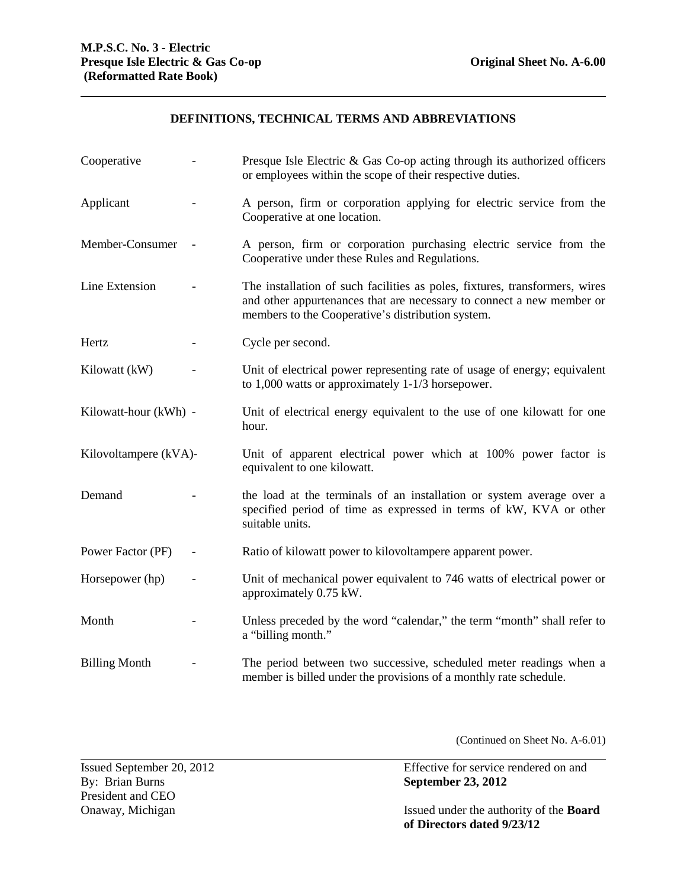## DEFINITIONS, TECHNICAL TERMS AND ABBREVIATIONS

| Term | | Definition |
|---|---|---|
| Cooperative | - | Presque Isle Electric & Gas Co-op acting through its authorized officers or employees within the scope of their respective duties. |
| Applicant | - | A person, firm or corporation applying for electric service from the Cooperative at one location. |
| Member-Consumer | - | A person, firm or corporation purchasing electric service from the Cooperative under these Rules and Regulations. |
| Line Extension | - | The installation of such facilities as poles, fixtures, transformers, wires and other appurtenances that are necessary to connect a new member or members to the Cooperative's distribution system. |
| Hertz | - | Cycle per second. |
| Kilowatt (kW) | - | Unit of electrical power representing rate of usage of energy; equivalent to 1,000 watts or approximately 1-1/3 horsepower. |
| Kilowatt-hour (kWh) | - | Unit of electrical energy equivalent to the use of one kilowatt for one hour. |
| Kilovoltampere (kVA) | - | Unit of apparent electrical power which at 100% power factor is equivalent to one kilowatt. |
| Demand | - | the load at the terminals of an installation or system average over a specified period of time as expressed in terms of kW, KVA or other suitable units. |
| Power Factor (PF) | - | Ratio of kilowatt power to kilovoltampere apparent power. |
| Horsepower (hp) | - | Unit of mechanical power equivalent to 746 watts of electrical power or approximately 0.75 kW. |
| Month | - | Unless preceded by the word "calendar," the term "month" shall refer to a "billing month." |
| Billing Month | - | The period between two successive, scheduled meter readings when a member is billed under the provisions of a monthly rate schedule. |

(Continued on Sheet No. A-6.01)

Issued September 20, 2012
By: Brian Burns
President and CEO
Onaway, Michigan

Effective for service rendered on and **September 23, 2012**

Issued under the authority of the **Board of Directors dated 9/23/12**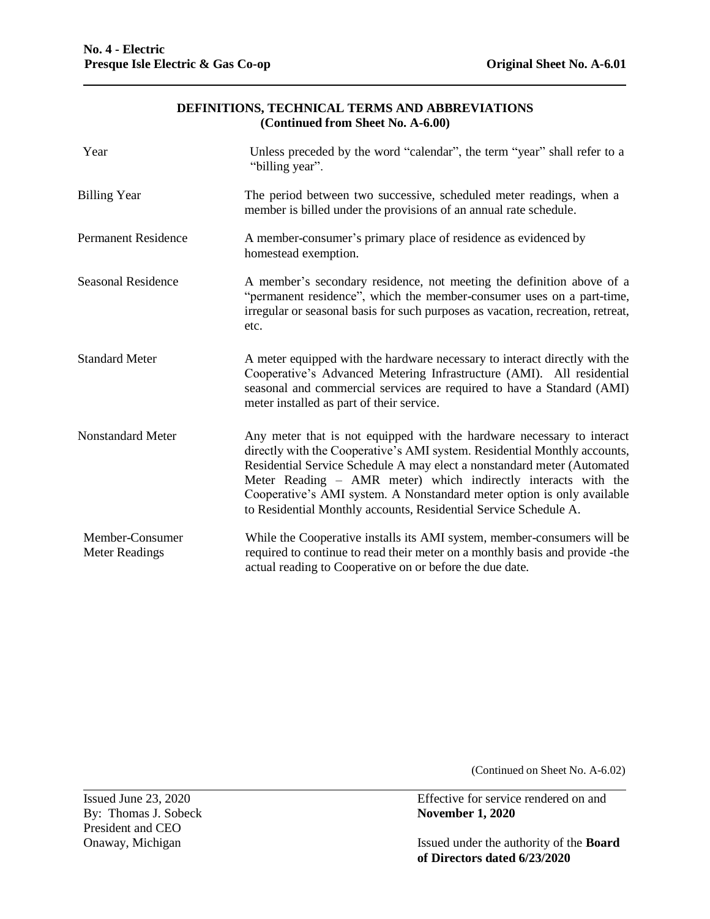**No. 4 - Electric**
**Presque Isle Electric & Gas Co-op** **Original Sheet No. A-6.01**

## DEFINITIONS, TECHNICAL TERMS AND ABBREVIATIONS
**(Continued from Sheet No. A-6.00)**

| | |
|---|---|
| Year | Unless preceded by the word "calendar", the term "year" shall refer to a "billing year". |
| Billing Year | The period between two successive, scheduled meter readings, when a member is billed under the provisions of an annual rate schedule. |
| Permanent Residence | A member-consumer's primary place of residence as evidenced by homestead exemption. |
| Seasonal Residence | A member's secondary residence, not meeting the definition above of a "permanent residence", which the member-consumer uses on a part-time, irregular or seasonal basis for such purposes as vacation, recreation, retreat, etc. |
| Standard Meter | A meter equipped with the hardware necessary to interact directly with the Cooperative's Advanced Metering Infrastructure (AMI). All residential seasonal and commercial services are required to have a Standard (AMI) meter installed as part of their service. |
| Nonstandard Meter | Any meter that is not equipped with the hardware necessary to interact directly with the Cooperative's AMI system. Residential Monthly accounts, Residential Service Schedule A may elect a nonstandard meter (Automated Meter Reading – AMR meter) which indirectly interacts with the Cooperative's AMI system. A Nonstandard meter option is only available to Residential Monthly accounts, Residential Service Schedule A. |
| Member-Consumer Meter Readings | While the Cooperative installs its AMI system, member-consumers will be required to continue to read their meter on a monthly basis and provide -the actual reading to Cooperative on or before the due date. |

(Continued on Sheet No. A-6.02)

Issued June 23, 2020
By: Thomas J. Sobeck
President and CEO
Onaway, Michigan

Effective for service rendered on and **November 1, 2020**

Issued under the authority of the **Board of Directors dated 6/23/2020**